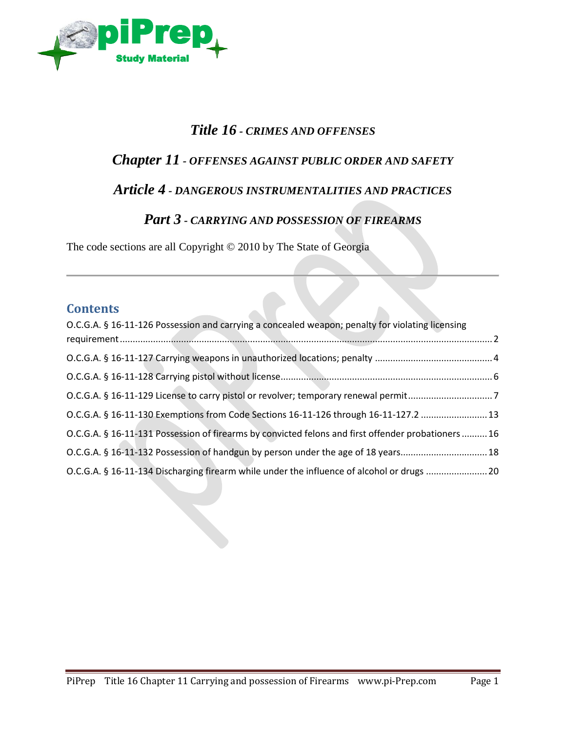# *Title 16* - *CRIMES AND OFFENSES*

## *Chapter 11* - *OFFENSES AGAINST PUBLIC ORDER AND SAFETY*

## *Article 4* - *DANGEROUS INSTRUMENTALITIES AND PRACTICES*

## *Part 3* - *CARRYING AND POSSESSION OF FIREARMS*

The code sections are all Copyright © 2010 by The State of Georgia

---

## Contents

O.C.G.A. § 16-11-126 Possession and carrying a concealed weapon; penalty for violating licensing requirement ........ 2

O.C.G.A. § 16-11-127 Carrying weapons in unauthorized locations; penalty ........ 4

O.C.G.A. § 16-11-128 Carrying pistol without license ........ 6

O.C.G.A. § 16-11-129 License to carry pistol or revolver; temporary renewal permit ........ 7

O.C.G.A. § 16-11-130 Exemptions from Code Sections 16-11-126 through 16-11-127.2 ........ 13

O.C.G.A. § 16-11-131 Possession of firearms by convicted felons and first offender probationers ........ 16

O.C.G.A. § 16-11-132 Possession of handgun by person under the age of 18 years ........ 18

O.C.G.A. § 16-11-134 Discharging firearm while under the influence of alcohol or drugs ........ 20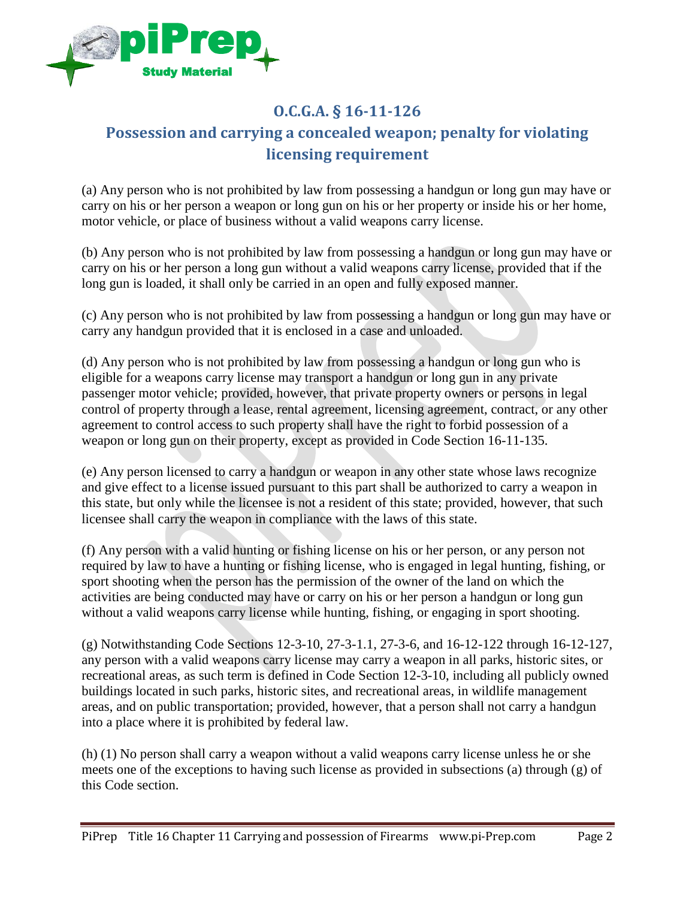## O.C.G.A. § 16-11-126

## Possession and carrying a concealed weapon; penalty for violating licensing requirement

(a) Any person who is not prohibited by law from possessing a handgun or long gun may have or carry on his or her person a weapon or long gun on his or her property or inside his or her home, motor vehicle, or place of business without a valid weapons carry license.

(b) Any person who is not prohibited by law from possessing a handgun or long gun may have or carry on his or her person a long gun without a valid weapons carry license, provided that if the long gun is loaded, it shall only be carried in an open and fully exposed manner.

(c) Any person who is not prohibited by law from possessing a handgun or long gun may have or carry any handgun provided that it is enclosed in a case and unloaded.

(d) Any person who is not prohibited by law from possessing a handgun or long gun who is eligible for a weapons carry license may transport a handgun or long gun in any private passenger motor vehicle; provided, however, that private property owners or persons in legal control of property through a lease, rental agreement, licensing agreement, contract, or any other agreement to control access to such property shall have the right to forbid possession of a weapon or long gun on their property, except as provided in Code Section 16-11-135.

(e) Any person licensed to carry a handgun or weapon in any other state whose laws recognize and give effect to a license issued pursuant to this part shall be authorized to carry a weapon in this state, but only while the licensee is not a resident of this state; provided, however, that such licensee shall carry the weapon in compliance with the laws of this state.

(f) Any person with a valid hunting or fishing license on his or her person, or any person not required by law to have a hunting or fishing license, who is engaged in legal hunting, fishing, or sport shooting when the person has the permission of the owner of the land on which the activities are being conducted may have or carry on his or her person a handgun or long gun without a valid weapons carry license while hunting, fishing, or engaging in sport shooting.

(g) Notwithstanding Code Sections 12-3-10, 27-3-1.1, 27-3-6, and 16-12-122 through 16-12-127, any person with a valid weapons carry license may carry a weapon in all parks, historic sites, or recreational areas, as such term is defined in Code Section 12-3-10, including all publicly owned buildings located in such parks, historic sites, and recreational areas, in wildlife management areas, and on public transportation; provided, however, that a person shall not carry a handgun into a place where it is prohibited by federal law.

(h) (1) No person shall carry a weapon without a valid weapons carry license unless he or she meets one of the exceptions to having such license as provided in subsections (a) through (g) of this Code section.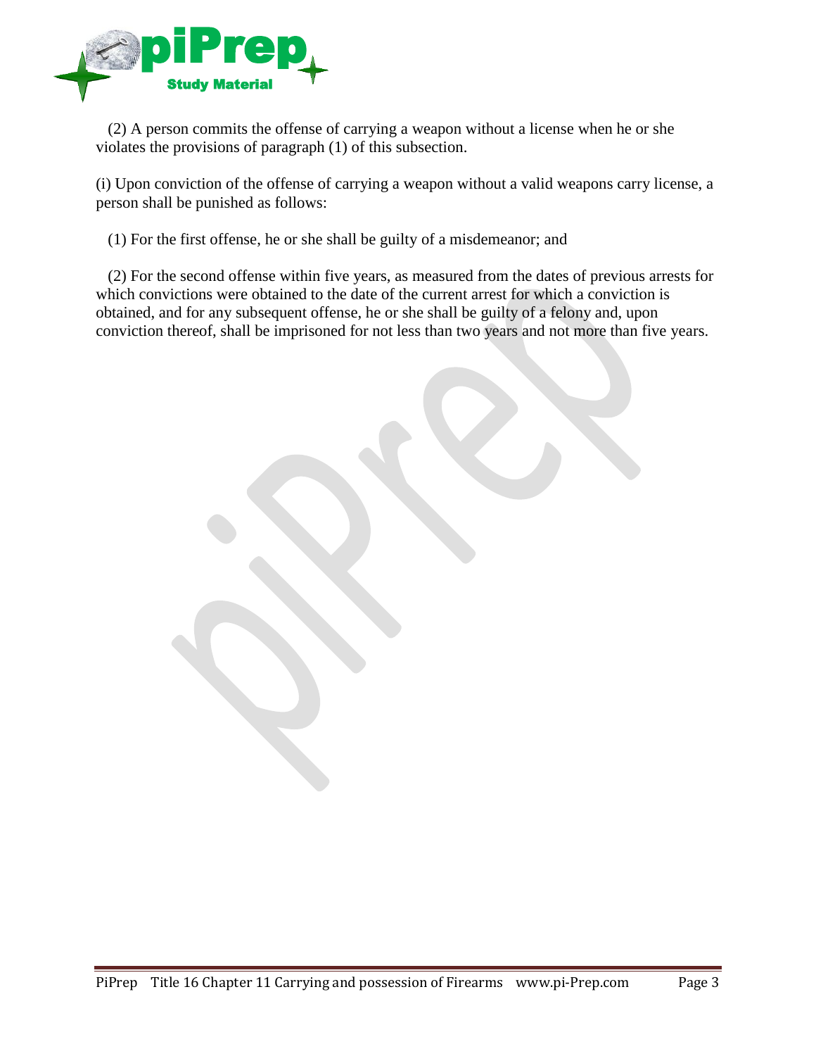(2) A person commits the offense of carrying a weapon without a license when he or she violates the provisions of paragraph (1) of this subsection.

(i) Upon conviction of the offense of carrying a weapon without a valid weapons carry license, a person shall be punished as follows:

(1) For the first offense, he or she shall be guilty of a misdemeanor; and

(2) For the second offense within five years, as measured from the dates of previous arrests for which convictions were obtained to the date of the current arrest for which a conviction is obtained, and for any subsequent offense, he or she shall be guilty of a felony and, upon conviction thereof, shall be imprisoned for not less than two years and not more than five years.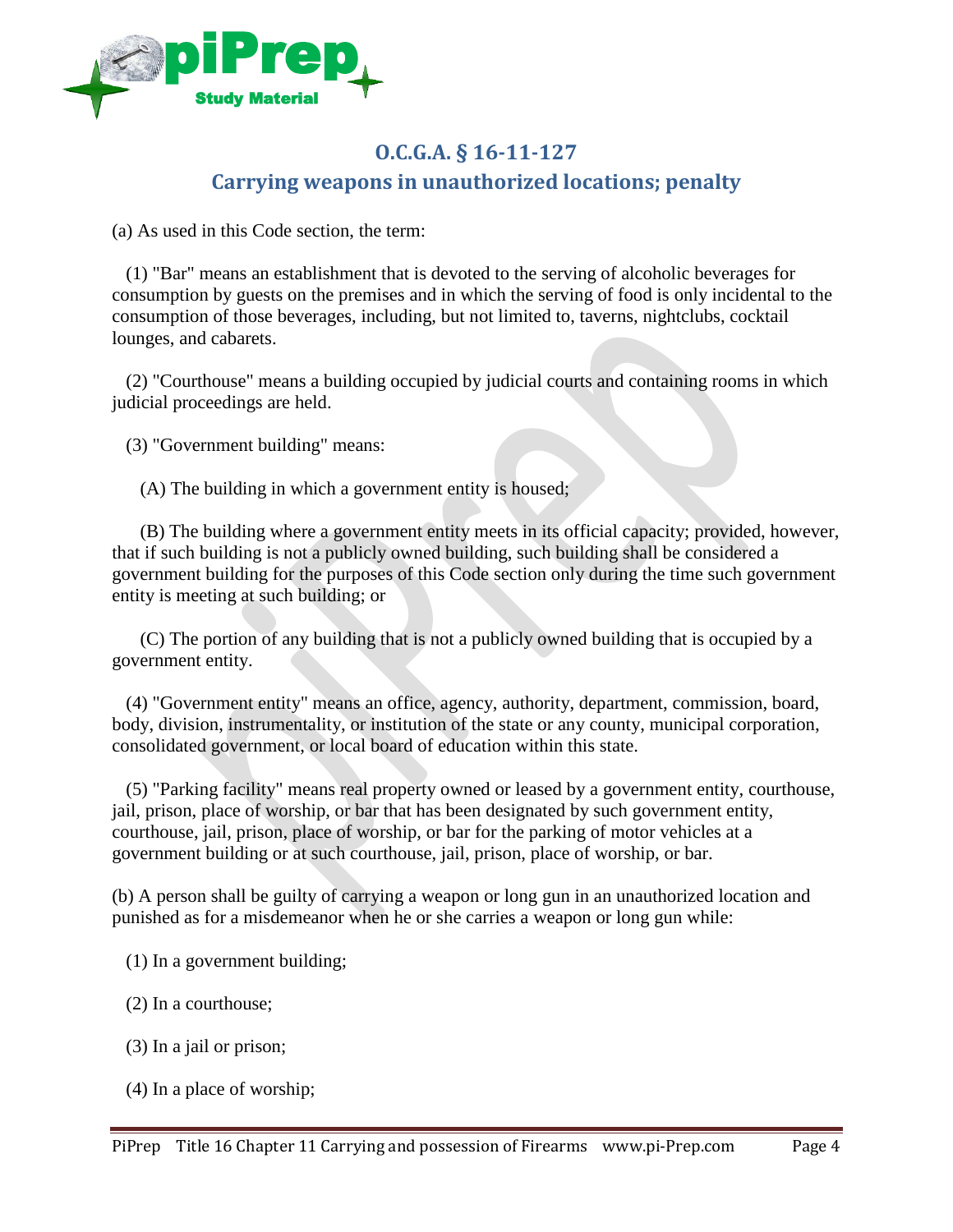## O.C.G.A. § 16-11-127
## Carrying weapons in unauthorized locations; penalty

(a) As used in this Code section, the term:

(1) "Bar" means an establishment that is devoted to the serving of alcoholic beverages for consumption by guests on the premises and in which the serving of food is only incidental to the consumption of those beverages, including, but not limited to, taverns, nightclubs, cocktail lounges, and cabarets.

(2) "Courthouse" means a building occupied by judicial courts and containing rooms in which judicial proceedings are held.

(3) "Government building" means:

(A) The building in which a government entity is housed;

(B) The building where a government entity meets in its official capacity; provided, however, that if such building is not a publicly owned building, such building shall be considered a government building for the purposes of this Code section only during the time such government entity is meeting at such building; or

(C) The portion of any building that is not a publicly owned building that is occupied by a government entity.

(4) "Government entity" means an office, agency, authority, department, commission, board, body, division, instrumentality, or institution of the state or any county, municipal corporation, consolidated government, or local board of education within this state.

(5) "Parking facility" means real property owned or leased by a government entity, courthouse, jail, prison, place of worship, or bar that has been designated by such government entity, courthouse, jail, prison, place of worship, or bar for the parking of motor vehicles at a government building or at such courthouse, jail, prison, place of worship, or bar.

(b) A person shall be guilty of carrying a weapon or long gun in an unauthorized location and punished as for a misdemeanor when he or she carries a weapon or long gun while:

(1) In a government building;

(2) In a courthouse;

(3) In a jail or prison;

(4) In a place of worship;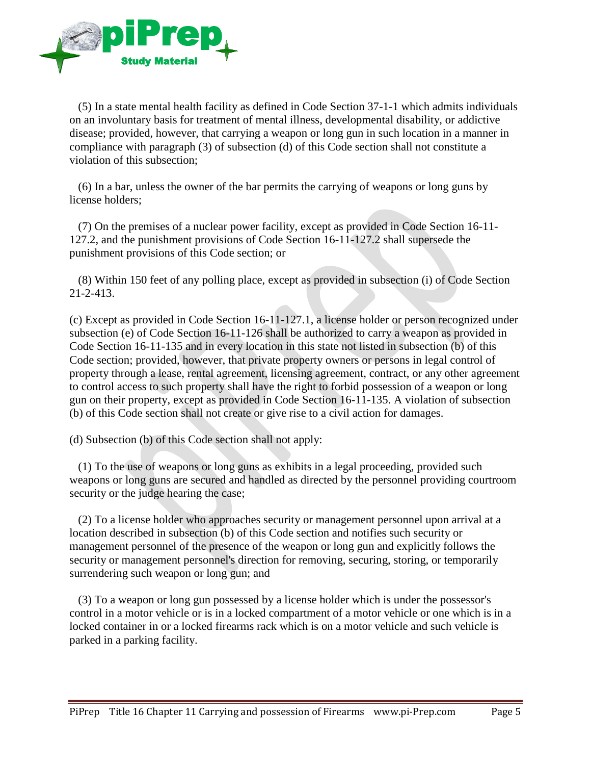(5) In a state mental health facility as defined in Code Section 37-1-1 which admits individuals on an involuntary basis for treatment of mental illness, developmental disability, or addictive disease; provided, however, that carrying a weapon or long gun in such location in a manner in compliance with paragraph (3) of subsection (d) of this Code section shall not constitute a violation of this subsection;

(6) In a bar, unless the owner of the bar permits the carrying of weapons or long guns by license holders;

(7) On the premises of a nuclear power facility, except as provided in Code Section 16-11-127.2, and the punishment provisions of Code Section 16-11-127.2 shall supersede the punishment provisions of this Code section; or

(8) Within 150 feet of any polling place, except as provided in subsection (i) of Code Section 21-2-413.

(c) Except as provided in Code Section 16-11-127.1, a license holder or person recognized under subsection (e) of Code Section 16-11-126 shall be authorized to carry a weapon as provided in Code Section 16-11-135 and in every location in this state not listed in subsection (b) of this Code section; provided, however, that private property owners or persons in legal control of property through a lease, rental agreement, licensing agreement, contract, or any other agreement to control access to such property shall have the right to forbid possession of a weapon or long gun on their property, except as provided in Code Section 16-11-135. A violation of subsection (b) of this Code section shall not create or give rise to a civil action for damages.

(d) Subsection (b) of this Code section shall not apply:

(1) To the use of weapons or long guns as exhibits in a legal proceeding, provided such weapons or long guns are secured and handled as directed by the personnel providing courtroom security or the judge hearing the case;

(2) To a license holder who approaches security or management personnel upon arrival at a location described in subsection (b) of this Code section and notifies such security or management personnel of the presence of the weapon or long gun and explicitly follows the security or management personnel's direction for removing, securing, storing, or temporarily surrendering such weapon or long gun; and

(3) To a weapon or long gun possessed by a license holder which is under the possessor's control in a motor vehicle or is in a locked compartment of a motor vehicle or one which is in a locked container in or a locked firearms rack which is on a motor vehicle and such vehicle is parked in a parking facility.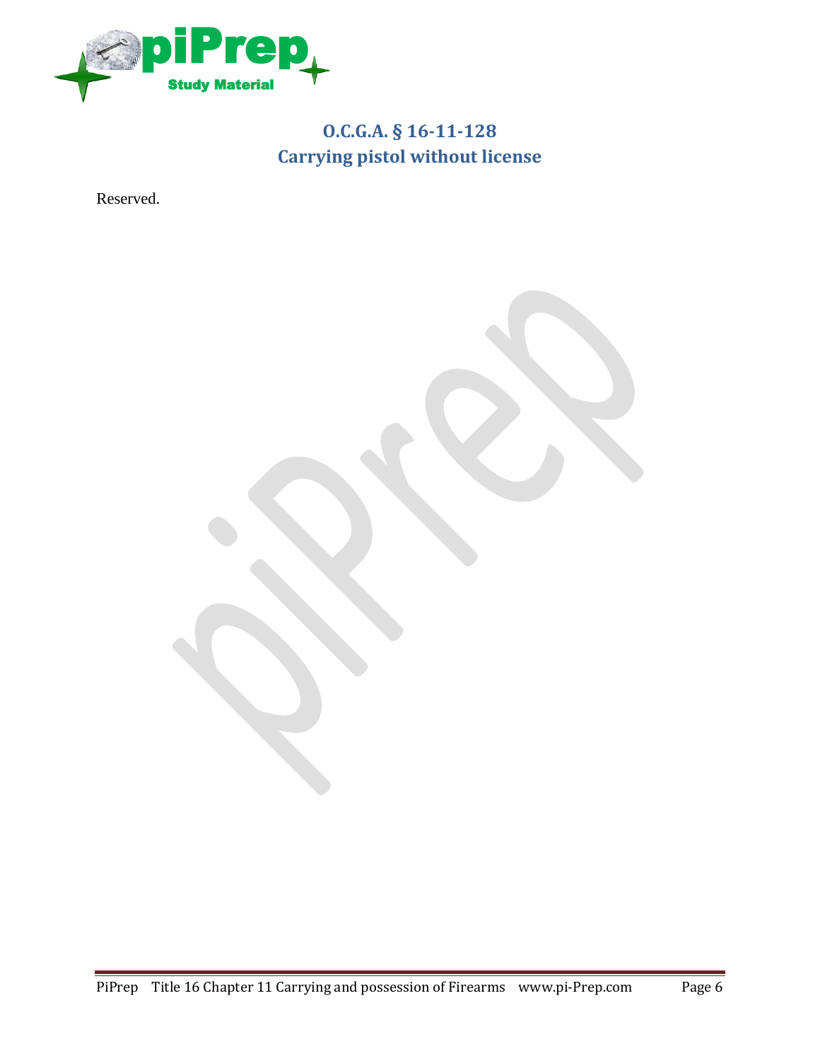## O.C.G.A. § 16-11-128
## Carrying pistol without license

Reserved.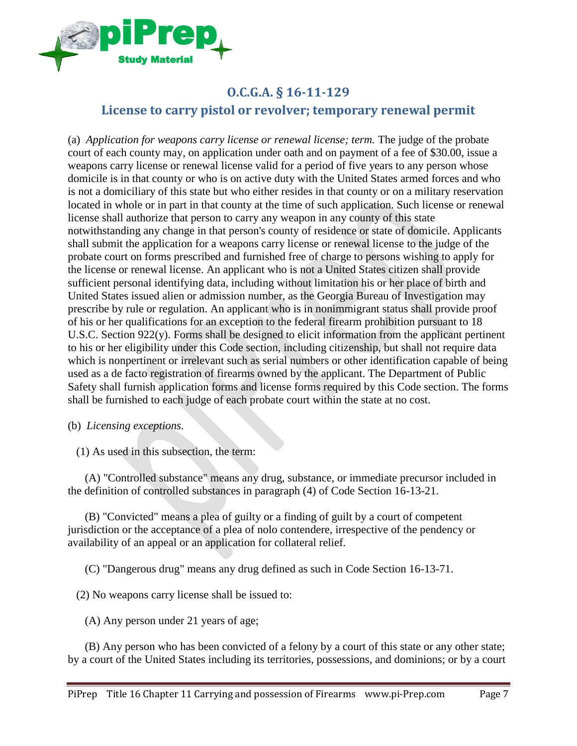## O.C.G.A. § 16-11-129

## License to carry pistol or revolver; temporary renewal permit

(a) *Application for weapons carry license or renewal license; term.* The judge of the probate court of each county may, on application under oath and on payment of a fee of $30.00, issue a weapons carry license or renewal license valid for a period of five years to any person whose domicile is in that county or who is on active duty with the United States armed forces and who is not a domiciliary of this state but who either resides in that county or on a military reservation located in whole or in part in that county at the time of such application. Such license or renewal license shall authorize that person to carry any weapon in any county of this state notwithstanding any change in that person's county of residence or state of domicile. Applicants shall submit the application for a weapons carry license or renewal license to the judge of the probate court on forms prescribed and furnished free of charge to persons wishing to apply for the license or renewal license. An applicant who is not a United States citizen shall provide sufficient personal identifying data, including without limitation his or her place of birth and United States issued alien or admission number, as the Georgia Bureau of Investigation may prescribe by rule or regulation. An applicant who is in nonimmigrant status shall provide proof of his or her qualifications for an exception to the federal firearm prohibition pursuant to 18 U.S.C. Section 922(y). Forms shall be designed to elicit information from the applicant pertinent to his or her eligibility under this Code section, including citizenship, but shall not require data which is nonpertinent or irrelevant such as serial numbers or other identification capable of being used as a de facto registration of firearms owned by the applicant. The Department of Public Safety shall furnish application forms and license forms required by this Code section. The forms shall be furnished to each judge of each probate court within the state at no cost.

(b) *Licensing exceptions.*

(1) As used in this subsection, the term:

(A) "Controlled substance" means any drug, substance, or immediate precursor included in the definition of controlled substances in paragraph (4) of Code Section 16-13-21.

(B) "Convicted" means a plea of guilty or a finding of guilt by a court of competent jurisdiction or the acceptance of a plea of nolo contendere, irrespective of the pendency or availability of an appeal or an application for collateral relief.

(C) "Dangerous drug" means any drug defined as such in Code Section 16-13-71.

(2) No weapons carry license shall be issued to:

(A) Any person under 21 years of age;

(B) Any person who has been convicted of a felony by a court of this state or any other state; by a court of the United States including its territories, possessions, and dominions; or by a court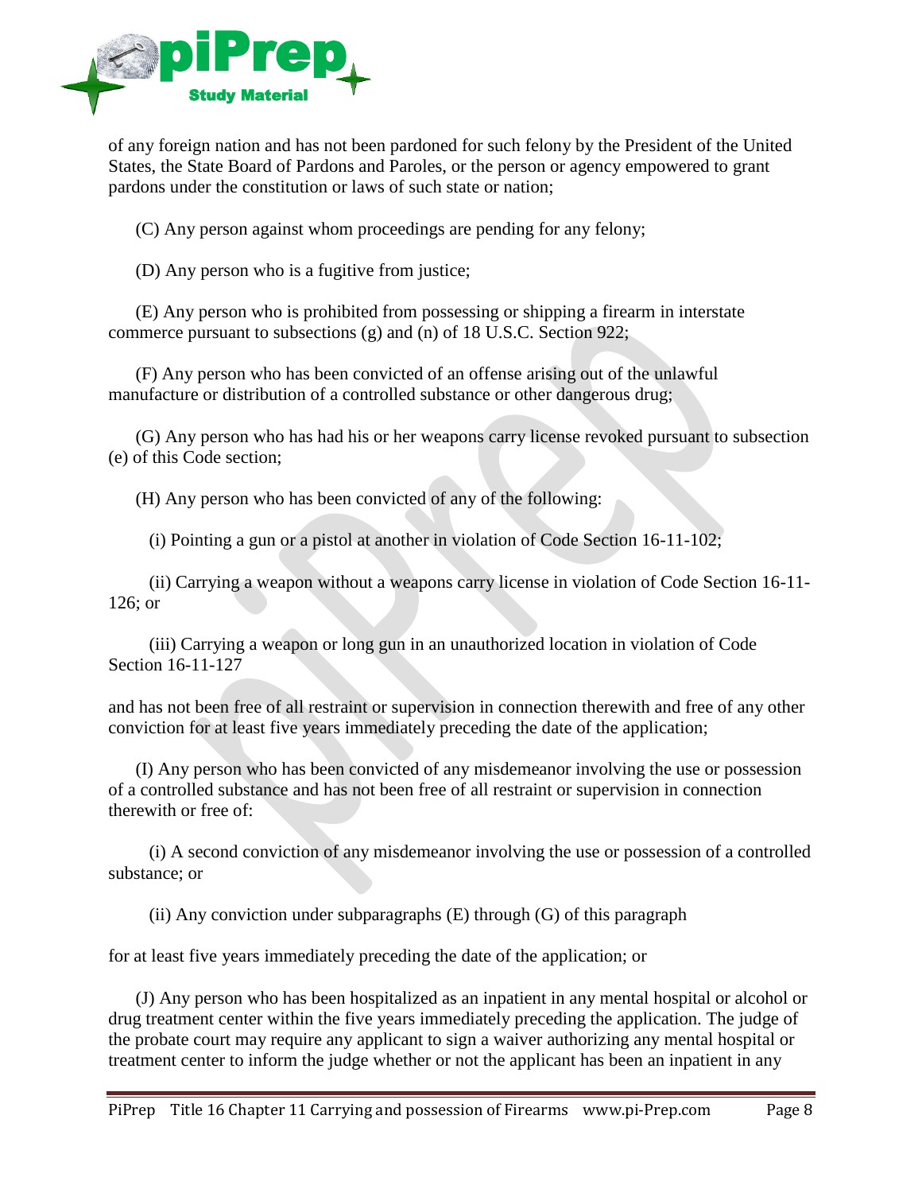of any foreign nation and has not been pardoned for such felony by the President of the United States, the State Board of Pardons and Paroles, or the person or agency empowered to grant pardons under the constitution or laws of such state or nation;

(C) Any person against whom proceedings are pending for any felony;

(D) Any person who is a fugitive from justice;

(E) Any person who is prohibited from possessing or shipping a firearm in interstate commerce pursuant to subsections (g) and (n) of 18 U.S.C. Section 922;

(F) Any person who has been convicted of an offense arising out of the unlawful manufacture or distribution of a controlled substance or other dangerous drug;

(G) Any person who has had his or her weapons carry license revoked pursuant to subsection (e) of this Code section;

(H) Any person who has been convicted of any of the following:

(i) Pointing a gun or a pistol at another in violation of Code Section 16-11-102;

(ii) Carrying a weapon without a weapons carry license in violation of Code Section 16-11-126; or

(iii) Carrying a weapon or long gun in an unauthorized location in violation of Code Section 16-11-127

and has not been free of all restraint or supervision in connection therewith and free of any other conviction for at least five years immediately preceding the date of the application;

(I) Any person who has been convicted of any misdemeanor involving the use or possession of a controlled substance and has not been free of all restraint or supervision in connection therewith or free of:

(i) A second conviction of any misdemeanor involving the use or possession of a controlled substance; or

(ii) Any conviction under subparagraphs (E) through (G) of this paragraph

for at least five years immediately preceding the date of the application; or

(J) Any person who has been hospitalized as an inpatient in any mental hospital or alcohol or drug treatment center within the five years immediately preceding the application. The judge of the probate court may require any applicant to sign a waiver authorizing any mental hospital or treatment center to inform the judge whether or not the applicant has been an inpatient in any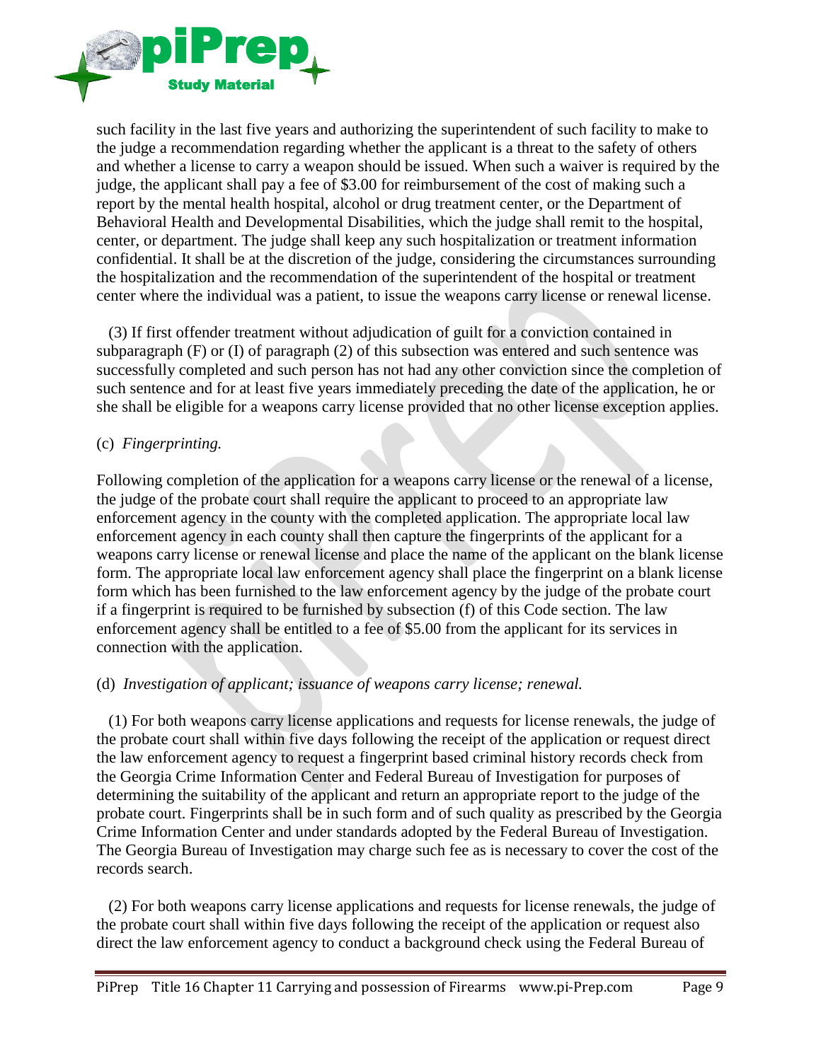such facility in the last five years and authorizing the superintendent of such facility to make to the judge a recommendation regarding whether the applicant is a threat to the safety of others and whether a license to carry a weapon should be issued. When such a waiver is required by the judge, the applicant shall pay a fee of $3.00 for reimbursement of the cost of making such a report by the mental health hospital, alcohol or drug treatment center, or the Department of Behavioral Health and Developmental Disabilities, which the judge shall remit to the hospital, center, or department. The judge shall keep any such hospitalization or treatment information confidential. It shall be at the discretion of the judge, considering the circumstances surrounding the hospitalization and the recommendation of the superintendent of the hospital or treatment center where the individual was a patient, to issue the weapons carry license or renewal license.

(3) If first offender treatment without adjudication of guilt for a conviction contained in subparagraph (F) or (I) of paragraph (2) of this subsection was entered and such sentence was successfully completed and such person has not had any other conviction since the completion of such sentence and for at least five years immediately preceding the date of the application, he or she shall be eligible for a weapons carry license provided that no other license exception applies.

(c) *Fingerprinting.*

Following completion of the application for a weapons carry license or the renewal of a license, the judge of the probate court shall require the applicant to proceed to an appropriate law enforcement agency in the county with the completed application. The appropriate local law enforcement agency in each county shall then capture the fingerprints of the applicant for a weapons carry license or renewal license and place the name of the applicant on the blank license form. The appropriate local law enforcement agency shall place the fingerprint on a blank license form which has been furnished to the law enforcement agency by the judge of the probate court if a fingerprint is required to be furnished by subsection (f) of this Code section. The law enforcement agency shall be entitled to a fee of $5.00 from the applicant for its services in connection with the application.

(d) *Investigation of applicant; issuance of weapons carry license; renewal.*

(1) For both weapons carry license applications and requests for license renewals, the judge of the probate court shall within five days following the receipt of the application or request direct the law enforcement agency to request a fingerprint based criminal history records check from the Georgia Crime Information Center and Federal Bureau of Investigation for purposes of determining the suitability of the applicant and return an appropriate report to the judge of the probate court. Fingerprints shall be in such form and of such quality as prescribed by the Georgia Crime Information Center and under standards adopted by the Federal Bureau of Investigation. The Georgia Bureau of Investigation may charge such fee as is necessary to cover the cost of the records search.

(2) For both weapons carry license applications and requests for license renewals, the judge of the probate court shall within five days following the receipt of the application or request also direct the law enforcement agency to conduct a background check using the Federal Bureau of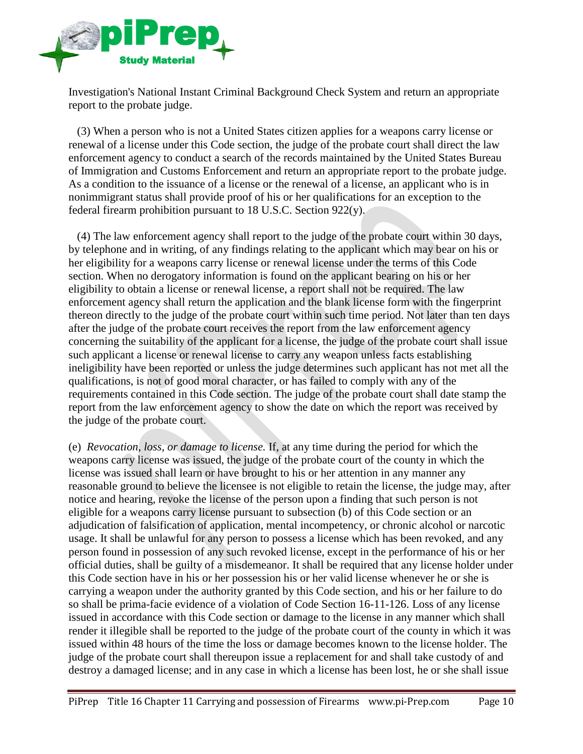Investigation's National Instant Criminal Background Check System and return an appropriate report to the probate judge.

(3) When a person who is not a United States citizen applies for a weapons carry license or renewal of a license under this Code section, the judge of the probate court shall direct the law enforcement agency to conduct a search of the records maintained by the United States Bureau of Immigration and Customs Enforcement and return an appropriate report to the probate judge. As a condition to the issuance of a license or the renewal of a license, an applicant who is in nonimmigrant status shall provide proof of his or her qualifications for an exception to the federal firearm prohibition pursuant to 18 U.S.C. Section 922(y).

(4) The law enforcement agency shall report to the judge of the probate court within 30 days, by telephone and in writing, of any findings relating to the applicant which may bear on his or her eligibility for a weapons carry license or renewal license under the terms of this Code section. When no derogatory information is found on the applicant bearing on his or her eligibility to obtain a license or renewal license, a report shall not be required. The law enforcement agency shall return the application and the blank license form with the fingerprint thereon directly to the judge of the probate court within such time period. Not later than ten days after the judge of the probate court receives the report from the law enforcement agency concerning the suitability of the applicant for a license, the judge of the probate court shall issue such applicant a license or renewal license to carry any weapon unless facts establishing ineligibility have been reported or unless the judge determines such applicant has not met all the qualifications, is not of good moral character, or has failed to comply with any of the requirements contained in this Code section. The judge of the probate court shall date stamp the report from the law enforcement agency to show the date on which the report was received by the judge of the probate court.

(e) *Revocation, loss, or damage to license.* If, at any time during the period for which the weapons carry license was issued, the judge of the probate court of the county in which the license was issued shall learn or have brought to his or her attention in any manner any reasonable ground to believe the licensee is not eligible to retain the license, the judge may, after notice and hearing, revoke the license of the person upon a finding that such person is not eligible for a weapons carry license pursuant to subsection (b) of this Code section or an adjudication of falsification of application, mental incompetency, or chronic alcohol or narcotic usage. It shall be unlawful for any person to possess a license which has been revoked, and any person found in possession of any such revoked license, except in the performance of his or her official duties, shall be guilty of a misdemeanor. It shall be required that any license holder under this Code section have in his or her possession his or her valid license whenever he or she is carrying a weapon under the authority granted by this Code section, and his or her failure to do so shall be prima-facie evidence of a violation of Code Section 16-11-126. Loss of any license issued in accordance with this Code section or damage to the license in any manner which shall render it illegible shall be reported to the judge of the probate court of the county in which it was issued within 48 hours of the time the loss or damage becomes known to the license holder. The judge of the probate court shall thereupon issue a replacement for and shall take custody of and destroy a damaged license; and in any case in which a license has been lost, he or she shall issue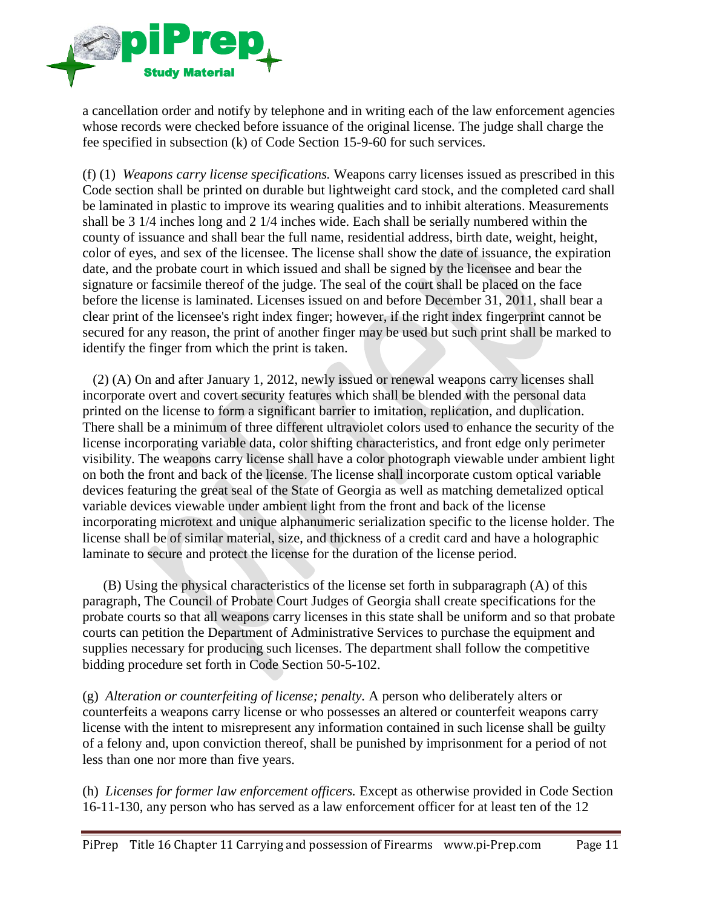a cancellation order and notify by telephone and in writing each of the law enforcement agencies whose records were checked before issuance of the original license. The judge shall charge the fee specified in subsection (k) of Code Section 15-9-60 for such services.

(f) (1) *Weapons carry license specifications.* Weapons carry licenses issued as prescribed in this Code section shall be printed on durable but lightweight card stock, and the completed card shall be laminated in plastic to improve its wearing qualities and to inhibit alterations. Measurements shall be 3 1/4 inches long and 2 1/4 inches wide. Each shall be serially numbered within the county of issuance and shall bear the full name, residential address, birth date, weight, height, color of eyes, and sex of the licensee. The license shall show the date of issuance, the expiration date, and the probate court in which issued and shall be signed by the licensee and bear the signature or facsimile thereof of the judge. The seal of the court shall be placed on the face before the license is laminated. Licenses issued on and before December 31, 2011, shall bear a clear print of the licensee's right index finger; however, if the right index fingerprint cannot be secured for any reason, the print of another finger may be used but such print shall be marked to identify the finger from which the print is taken.

(2) (A) On and after January 1, 2012, newly issued or renewal weapons carry licenses shall incorporate overt and covert security features which shall be blended with the personal data printed on the license to form a significant barrier to imitation, replication, and duplication. There shall be a minimum of three different ultraviolet colors used to enhance the security of the license incorporating variable data, color shifting characteristics, and front edge only perimeter visibility. The weapons carry license shall have a color photograph viewable under ambient light on both the front and back of the license. The license shall incorporate custom optical variable devices featuring the great seal of the State of Georgia as well as matching demetalized optical variable devices viewable under ambient light from the front and back of the license incorporating microtext and unique alphanumeric serialization specific to the license holder. The license shall be of similar material, size, and thickness of a credit card and have a holographic laminate to secure and protect the license for the duration of the license period.

(B) Using the physical characteristics of the license set forth in subparagraph (A) of this paragraph, The Council of Probate Court Judges of Georgia shall create specifications for the probate courts so that all weapons carry licenses in this state shall be uniform and so that probate courts can petition the Department of Administrative Services to purchase the equipment and supplies necessary for producing such licenses. The department shall follow the competitive bidding procedure set forth in Code Section 50-5-102.

(g) *Alteration or counterfeiting of license; penalty.* A person who deliberately alters or counterfeits a weapons carry license or who possesses an altered or counterfeit weapons carry license with the intent to misrepresent any information contained in such license shall be guilty of a felony and, upon conviction thereof, shall be punished by imprisonment for a period of not less than one nor more than five years.

(h) *Licenses for former law enforcement officers.* Except as otherwise provided in Code Section 16-11-130, any person who has served as a law enforcement officer for at least ten of the 12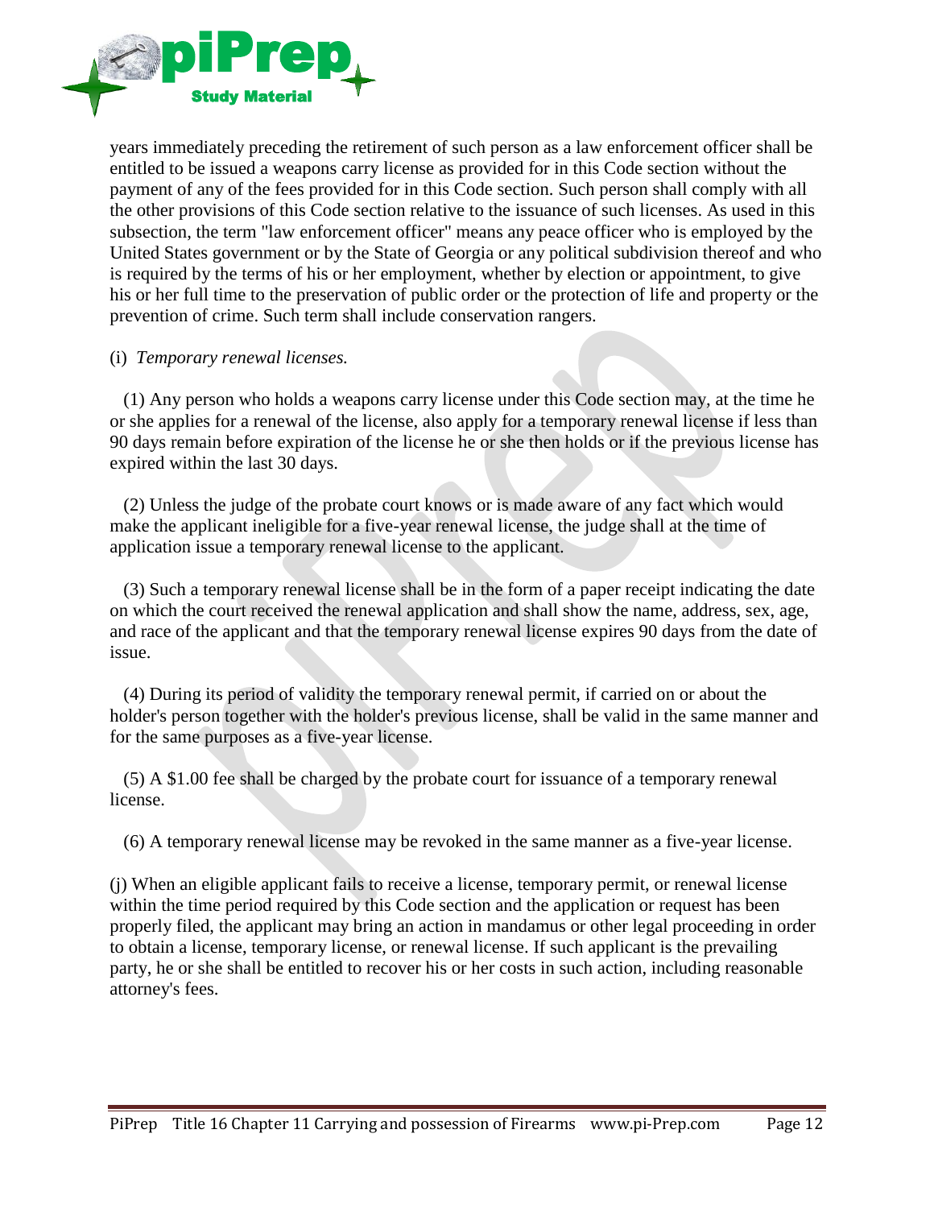years immediately preceding the retirement of such person as a law enforcement officer shall be entitled to be issued a weapons carry license as provided for in this Code section without the payment of any of the fees provided for in this Code section. Such person shall comply with all the other provisions of this Code section relative to the issuance of such licenses. As used in this subsection, the term "law enforcement officer" means any peace officer who is employed by the United States government or by the State of Georgia or any political subdivision thereof and who is required by the terms of his or her employment, whether by election or appointment, to give his or her full time to the preservation of public order or the protection of life and property or the prevention of crime. Such term shall include conservation rangers.

(i) *Temporary renewal licenses.*

(1) Any person who holds a weapons carry license under this Code section may, at the time he or she applies for a renewal of the license, also apply for a temporary renewal license if less than 90 days remain before expiration of the license he or she then holds or if the previous license has expired within the last 30 days.

(2) Unless the judge of the probate court knows or is made aware of any fact which would make the applicant ineligible for a five-year renewal license, the judge shall at the time of application issue a temporary renewal license to the applicant.

(3) Such a temporary renewal license shall be in the form of a paper receipt indicating the date on which the court received the renewal application and shall show the name, address, sex, age, and race of the applicant and that the temporary renewal license expires 90 days from the date of issue.

(4) During its period of validity the temporary renewal permit, if carried on or about the holder's person together with the holder's previous license, shall be valid in the same manner and for the same purposes as a five-year license.

(5) A $1.00 fee shall be charged by the probate court for issuance of a temporary renewal license.

(6) A temporary renewal license may be revoked in the same manner as a five-year license.

(j) When an eligible applicant fails to receive a license, temporary permit, or renewal license within the time period required by this Code section and the application or request has been properly filed, the applicant may bring an action in mandamus or other legal proceeding in order to obtain a license, temporary license, or renewal license. If such applicant is the prevailing party, he or she shall be entitled to recover his or her costs in such action, including reasonable attorney's fees.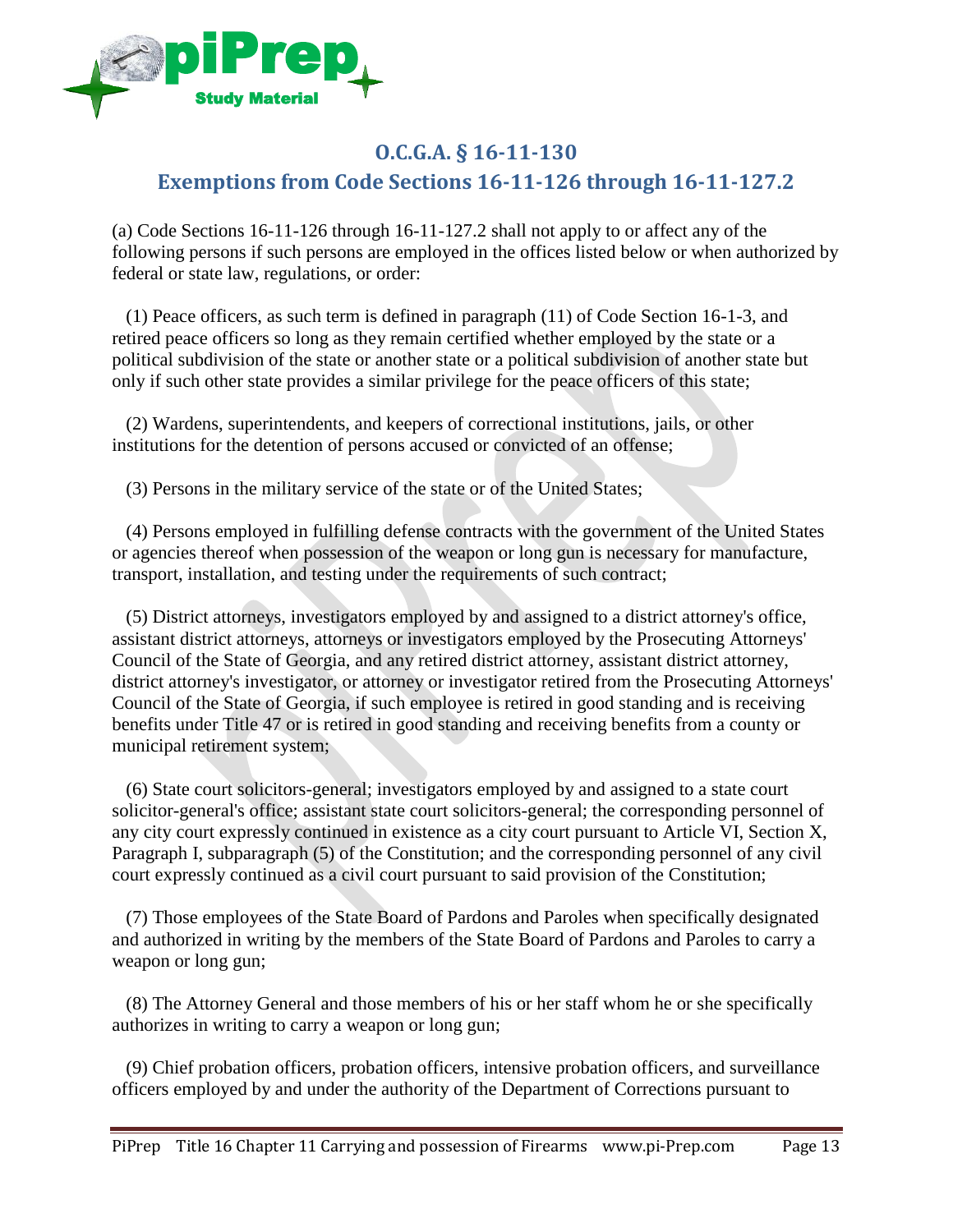## O.C.G.A. § 16-11-130

## Exemptions from Code Sections 16-11-126 through 16-11-127.2

(a) Code Sections 16-11-126 through 16-11-127.2 shall not apply to or affect any of the following persons if such persons are employed in the offices listed below or when authorized by federal or state law, regulations, or order:

(1) Peace officers, as such term is defined in paragraph (11) of Code Section 16-1-3, and retired peace officers so long as they remain certified whether employed by the state or a political subdivision of the state or another state or a political subdivision of another state but only if such other state provides a similar privilege for the peace officers of this state;

(2) Wardens, superintendents, and keepers of correctional institutions, jails, or other institutions for the detention of persons accused or convicted of an offense;

(3) Persons in the military service of the state or of the United States;

(4) Persons employed in fulfilling defense contracts with the government of the United States or agencies thereof when possession of the weapon or long gun is necessary for manufacture, transport, installation, and testing under the requirements of such contract;

(5) District attorneys, investigators employed by and assigned to a district attorney's office, assistant district attorneys, attorneys or investigators employed by the Prosecuting Attorneys' Council of the State of Georgia, and any retired district attorney, assistant district attorney, district attorney's investigator, or attorney or investigator retired from the Prosecuting Attorneys' Council of the State of Georgia, if such employee is retired in good standing and is receiving benefits under Title 47 or is retired in good standing and receiving benefits from a county or municipal retirement system;

(6) State court solicitors-general; investigators employed by and assigned to a state court solicitor-general's office; assistant state court solicitors-general; the corresponding personnel of any city court expressly continued in existence as a city court pursuant to Article VI, Section X, Paragraph I, subparagraph (5) of the Constitution; and the corresponding personnel of any civil court expressly continued as a civil court pursuant to said provision of the Constitution;

(7) Those employees of the State Board of Pardons and Paroles when specifically designated and authorized in writing by the members of the State Board of Pardons and Paroles to carry a weapon or long gun;

(8) The Attorney General and those members of his or her staff whom he or she specifically authorizes in writing to carry a weapon or long gun;

(9) Chief probation officers, probation officers, intensive probation officers, and surveillance officers employed by and under the authority of the Department of Corrections pursuant to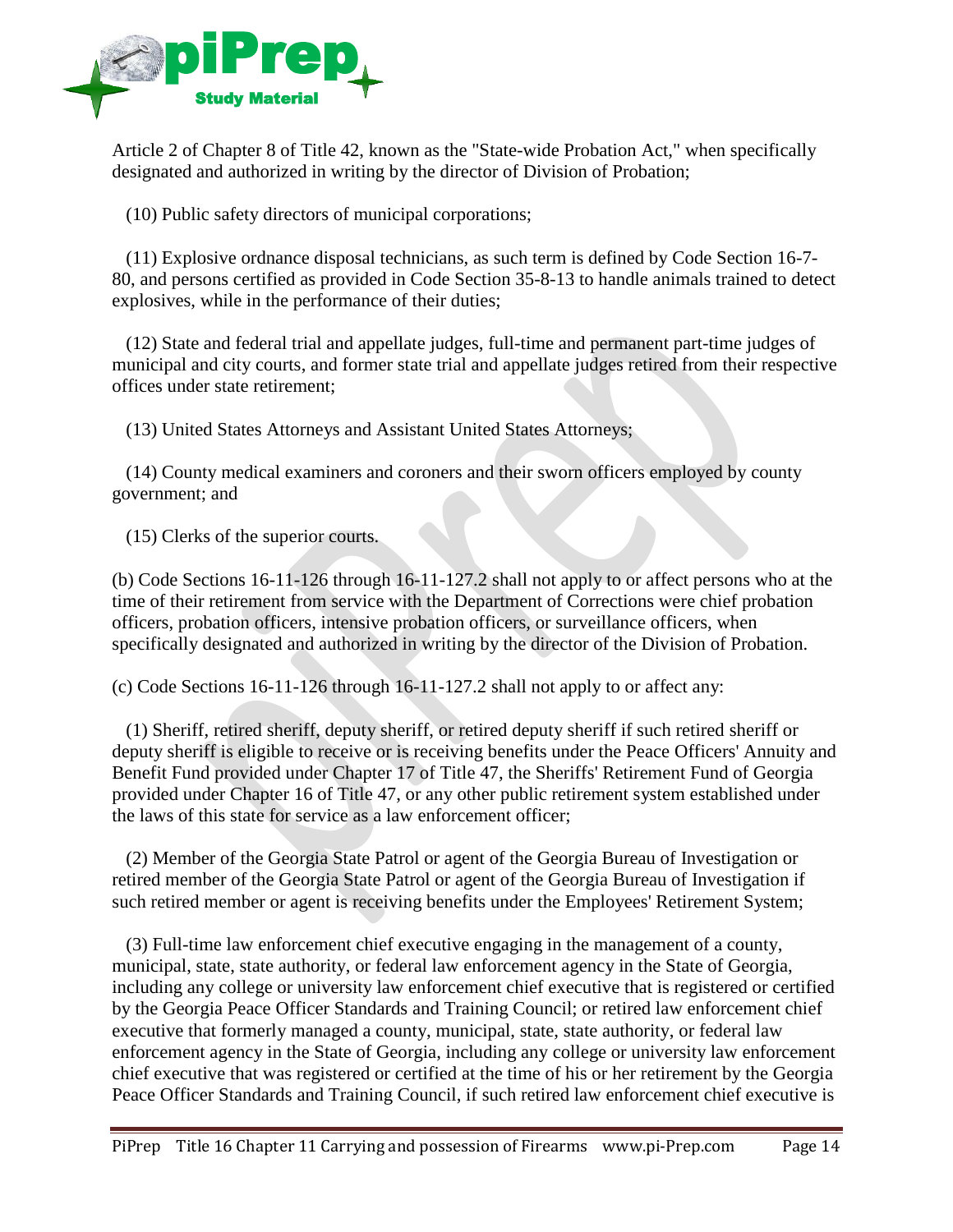Article 2 of Chapter 8 of Title 42, known as the "State-wide Probation Act," when specifically designated and authorized in writing by the director of Division of Probation;

(10) Public safety directors of municipal corporations;

(11) Explosive ordnance disposal technicians, as such term is defined by Code Section 16-7-80, and persons certified as provided in Code Section 35-8-13 to handle animals trained to detect explosives, while in the performance of their duties;

(12) State and federal trial and appellate judges, full-time and permanent part-time judges of municipal and city courts, and former state trial and appellate judges retired from their respective offices under state retirement;

(13) United States Attorneys and Assistant United States Attorneys;

(14) County medical examiners and coroners and their sworn officers employed by county government; and

(15) Clerks of the superior courts.

(b) Code Sections 16-11-126 through 16-11-127.2 shall not apply to or affect persons who at the time of their retirement from service with the Department of Corrections were chief probation officers, probation officers, intensive probation officers, or surveillance officers, when specifically designated and authorized in writing by the director of the Division of Probation.

(c) Code Sections 16-11-126 through 16-11-127.2 shall not apply to or affect any:

(1) Sheriff, retired sheriff, deputy sheriff, or retired deputy sheriff if such retired sheriff or deputy sheriff is eligible to receive or is receiving benefits under the Peace Officers' Annuity and Benefit Fund provided under Chapter 17 of Title 47, the Sheriffs' Retirement Fund of Georgia provided under Chapter 16 of Title 47, or any other public retirement system established under the laws of this state for service as a law enforcement officer;

(2) Member of the Georgia State Patrol or agent of the Georgia Bureau of Investigation or retired member of the Georgia State Patrol or agent of the Georgia Bureau of Investigation if such retired member or agent is receiving benefits under the Employees' Retirement System;

(3) Full-time law enforcement chief executive engaging in the management of a county, municipal, state, state authority, or federal law enforcement agency in the State of Georgia, including any college or university law enforcement chief executive that is registered or certified by the Georgia Peace Officer Standards and Training Council; or retired law enforcement chief executive that formerly managed a county, municipal, state, state authority, or federal law enforcement agency in the State of Georgia, including any college or university law enforcement chief executive that was registered or certified at the time of his or her retirement by the Georgia Peace Officer Standards and Training Council, if such retired law enforcement chief executive is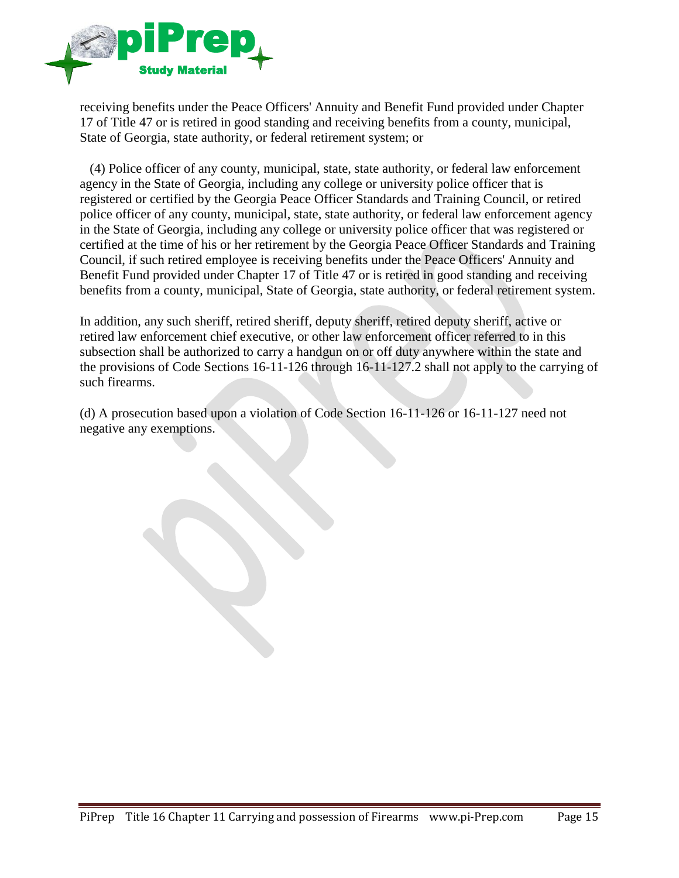receiving benefits under the Peace Officers' Annuity and Benefit Fund provided under Chapter 17 of Title 47 or is retired in good standing and receiving benefits from a county, municipal, State of Georgia, state authority, or federal retirement system; or

(4) Police officer of any county, municipal, state, state authority, or federal law enforcement agency in the State of Georgia, including any college or university police officer that is registered or certified by the Georgia Peace Officer Standards and Training Council, or retired police officer of any county, municipal, state, state authority, or federal law enforcement agency in the State of Georgia, including any college or university police officer that was registered or certified at the time of his or her retirement by the Georgia Peace Officer Standards and Training Council, if such retired employee is receiving benefits under the Peace Officers' Annuity and Benefit Fund provided under Chapter 17 of Title 47 or is retired in good standing and receiving benefits from a county, municipal, State of Georgia, state authority, or federal retirement system.

In addition, any such sheriff, retired sheriff, deputy sheriff, retired deputy sheriff, active or retired law enforcement chief executive, or other law enforcement officer referred to in this subsection shall be authorized to carry a handgun on or off duty anywhere within the state and the provisions of Code Sections 16-11-126 through 16-11-127.2 shall not apply to the carrying of such firearms.

(d) A prosecution based upon a violation of Code Section 16-11-126 or 16-11-127 need not negative any exemptions.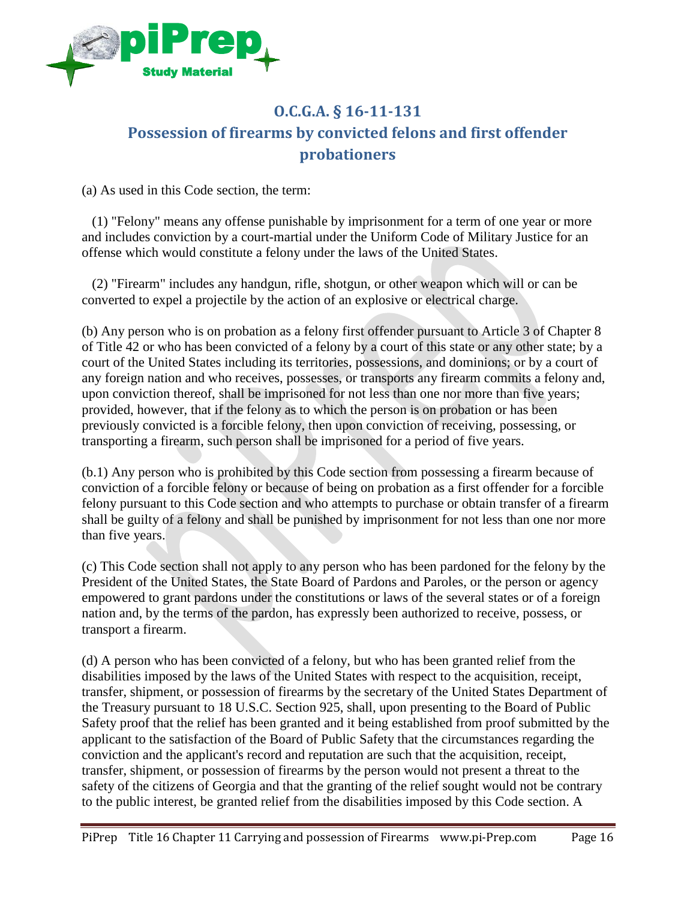## O.C.G.A. § 16-11-131
## Possession of firearms by convicted felons and first offender probationers

(a) As used in this Code section, the term:

(1) "Felony" means any offense punishable by imprisonment for a term of one year or more and includes conviction by a court-martial under the Uniform Code of Military Justice for an offense which would constitute a felony under the laws of the United States.

(2) "Firearm" includes any handgun, rifle, shotgun, or other weapon which will or can be converted to expel a projectile by the action of an explosive or electrical charge.

(b) Any person who is on probation as a felony first offender pursuant to Article 3 of Chapter 8 of Title 42 or who has been convicted of a felony by a court of this state or any other state; by a court of the United States including its territories, possessions, and dominions; or by a court of any foreign nation and who receives, possesses, or transports any firearm commits a felony and, upon conviction thereof, shall be imprisoned for not less than one nor more than five years; provided, however, that if the felony as to which the person is on probation or has been previously convicted is a forcible felony, then upon conviction of receiving, possessing, or transporting a firearm, such person shall be imprisoned for a period of five years.

(b.1) Any person who is prohibited by this Code section from possessing a firearm because of conviction of a forcible felony or because of being on probation as a first offender for a forcible felony pursuant to this Code section and who attempts to purchase or obtain transfer of a firearm shall be guilty of a felony and shall be punished by imprisonment for not less than one nor more than five years.

(c) This Code section shall not apply to any person who has been pardoned for the felony by the President of the United States, the State Board of Pardons and Paroles, or the person or agency empowered to grant pardons under the constitutions or laws of the several states or of a foreign nation and, by the terms of the pardon, has expressly been authorized to receive, possess, or transport a firearm.

(d) A person who has been convicted of a felony, but who has been granted relief from the disabilities imposed by the laws of the United States with respect to the acquisition, receipt, transfer, shipment, or possession of firearms by the secretary of the United States Department of the Treasury pursuant to 18 U.S.C. Section 925, shall, upon presenting to the Board of Public Safety proof that the relief has been granted and it being established from proof submitted by the applicant to the satisfaction of the Board of Public Safety that the circumstances regarding the conviction and the applicant's record and reputation are such that the acquisition, receipt, transfer, shipment, or possession of firearms by the person would not present a threat to the safety of the citizens of Georgia and that the granting of the relief sought would not be contrary to the public interest, be granted relief from the disabilities imposed by this Code section. A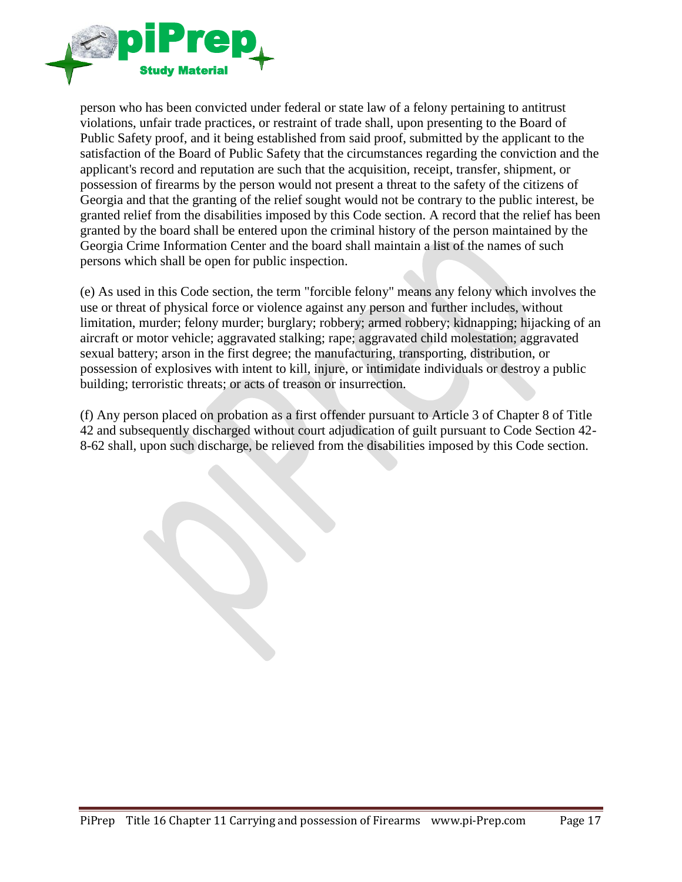person who has been convicted under federal or state law of a felony pertaining to antitrust violations, unfair trade practices, or restraint of trade shall, upon presenting to the Board of Public Safety proof, and it being established from said proof, submitted by the applicant to the satisfaction of the Board of Public Safety that the circumstances regarding the conviction and the applicant's record and reputation are such that the acquisition, receipt, transfer, shipment, or possession of firearms by the person would not present a threat to the safety of the citizens of Georgia and that the granting of the relief sought would not be contrary to the public interest, be granted relief from the disabilities imposed by this Code section. A record that the relief has been granted by the board shall be entered upon the criminal history of the person maintained by the Georgia Crime Information Center and the board shall maintain a list of the names of such persons which shall be open for public inspection.

(e) As used in this Code section, the term "forcible felony" means any felony which involves the use or threat of physical force or violence against any person and further includes, without limitation, murder; felony murder; burglary; robbery; armed robbery; kidnapping; hijacking of an aircraft or motor vehicle; aggravated stalking; rape; aggravated child molestation; aggravated sexual battery; arson in the first degree; the manufacturing, transporting, distribution, or possession of explosives with intent to kill, injure, or intimidate individuals or destroy a public building; terroristic threats; or acts of treason or insurrection.

(f) Any person placed on probation as a first offender pursuant to Article 3 of Chapter 8 of Title 42 and subsequently discharged without court adjudication of guilt pursuant to Code Section 42-8-62 shall, upon such discharge, be relieved from the disabilities imposed by this Code section.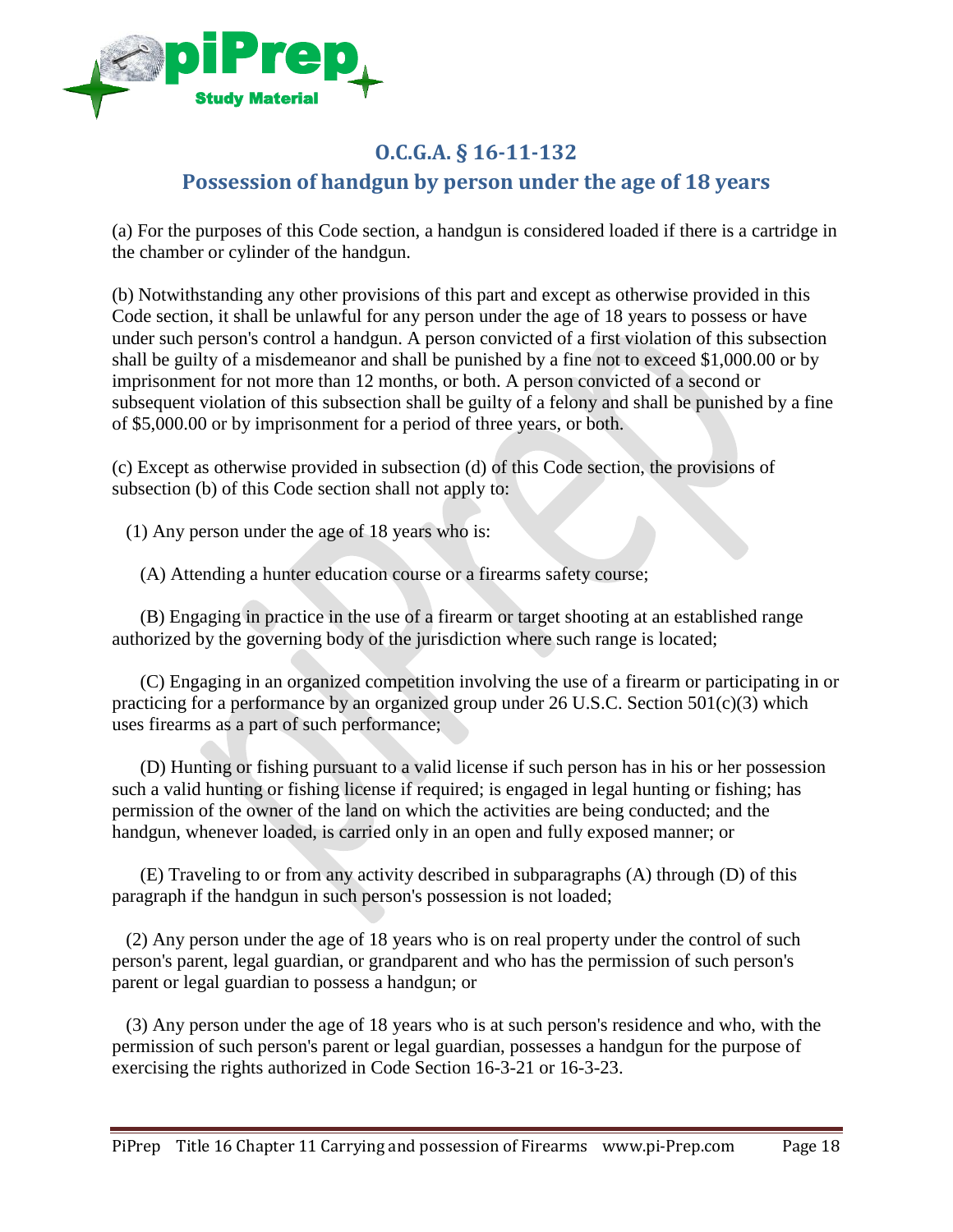## O.C.G.A. § 16-11-132

## Possession of handgun by person under the age of 18 years

(a) For the purposes of this Code section, a handgun is considered loaded if there is a cartridge in the chamber or cylinder of the handgun.

(b) Notwithstanding any other provisions of this part and except as otherwise provided in this Code section, it shall be unlawful for any person under the age of 18 years to possess or have under such person's control a handgun. A person convicted of a first violation of this subsection shall be guilty of a misdemeanor and shall be punished by a fine not to exceed $1,000.00 or by imprisonment for not more than 12 months, or both. A person convicted of a second or subsequent violation of this subsection shall be guilty of a felony and shall be punished by a fine of $5,000.00 or by imprisonment for a period of three years, or both.

(c) Except as otherwise provided in subsection (d) of this Code section, the provisions of subsection (b) of this Code section shall not apply to:

(1) Any person under the age of 18 years who is:

(A) Attending a hunter education course or a firearms safety course;

(B) Engaging in practice in the use of a firearm or target shooting at an established range authorized by the governing body of the jurisdiction where such range is located;

(C) Engaging in an organized competition involving the use of a firearm or participating in or practicing for a performance by an organized group under 26 U.S.C. Section 501(c)(3) which uses firearms as a part of such performance;

(D) Hunting or fishing pursuant to a valid license if such person has in his or her possession such a valid hunting or fishing license if required; is engaged in legal hunting or fishing; has permission of the owner of the land on which the activities are being conducted; and the handgun, whenever loaded, is carried only in an open and fully exposed manner; or

(E) Traveling to or from any activity described in subparagraphs (A) through (D) of this paragraph if the handgun in such person's possession is not loaded;

(2) Any person under the age of 18 years who is on real property under the control of such person's parent, legal guardian, or grandparent and who has the permission of such person's parent or legal guardian to possess a handgun; or

(3) Any person under the age of 18 years who is at such person's residence and who, with the permission of such person's parent or legal guardian, possesses a handgun for the purpose of exercising the rights authorized in Code Section 16-3-21 or 16-3-23.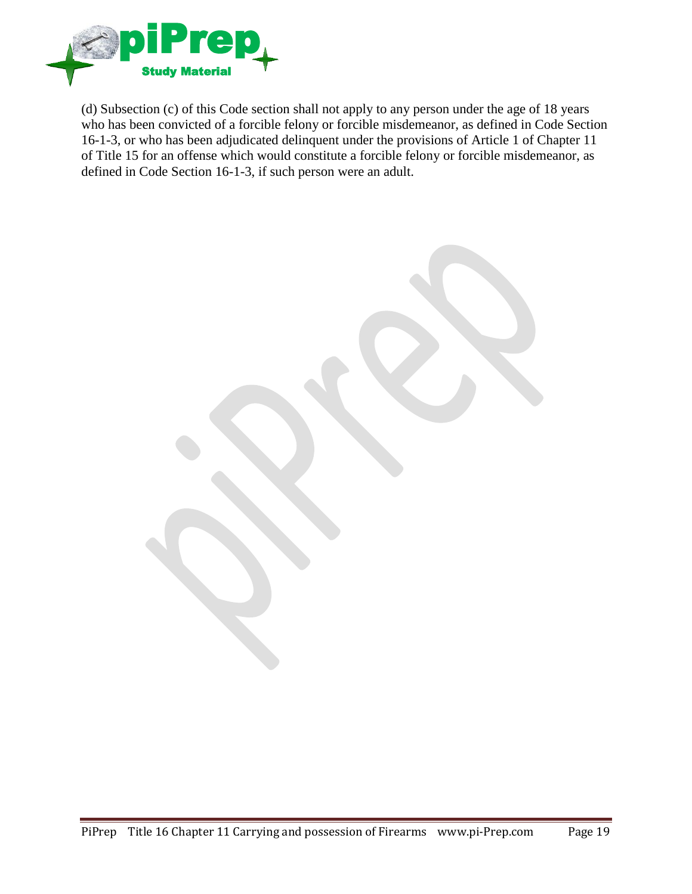(d) Subsection (c) of this Code section shall not apply to any person under the age of 18 years who has been convicted of a forcible felony or forcible misdemeanor, as defined in Code Section 16-1-3, or who has been adjudicated delinquent under the provisions of Article 1 of Chapter 11 of Title 15 for an offense which would constitute a forcible felony or forcible misdemeanor, as defined in Code Section 16-1-3, if such person were an adult.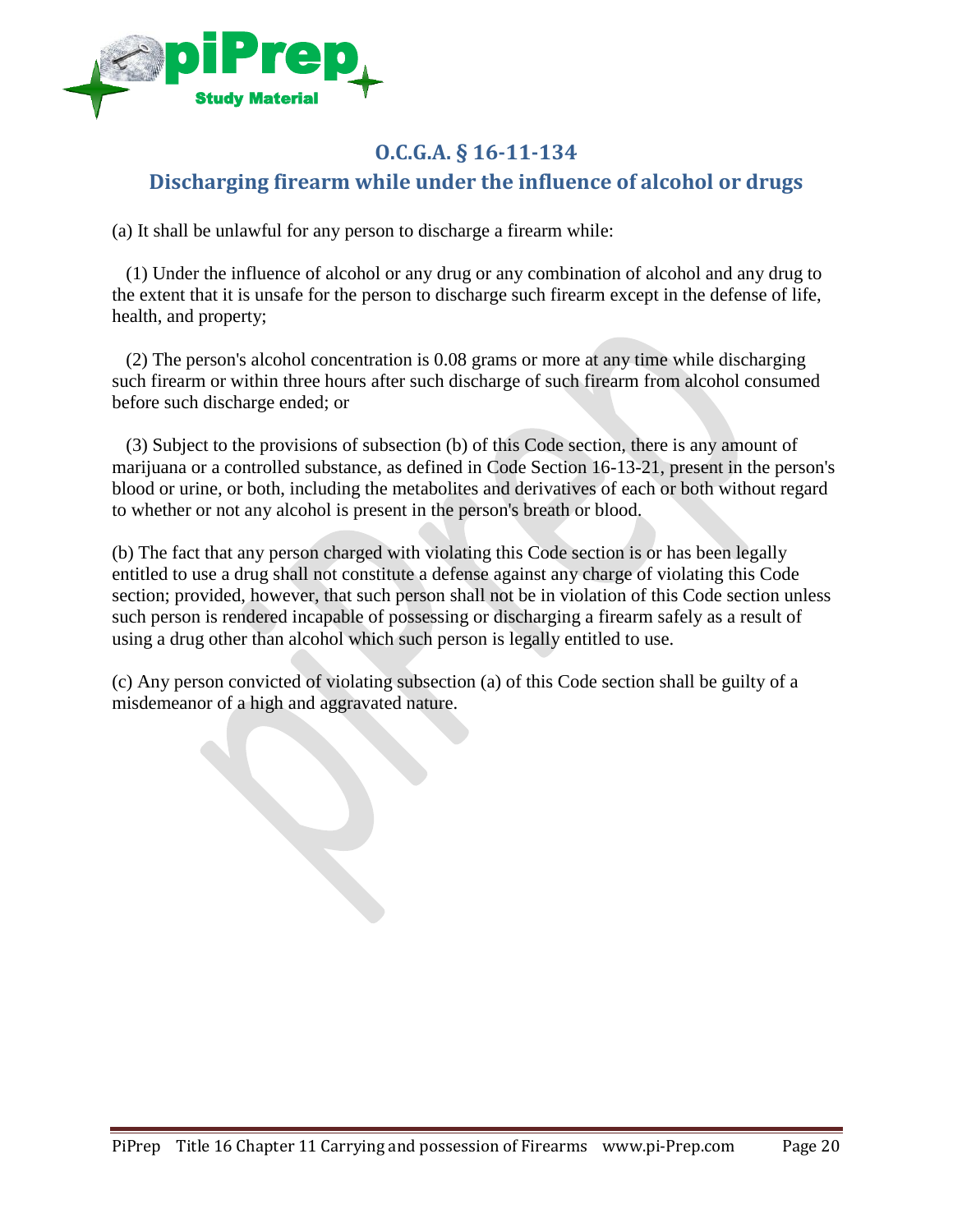## O.C.G.A. § 16-11-134

## Discharging firearm while under the influence of alcohol or drugs

(a) It shall be unlawful for any person to discharge a firearm while:

(1) Under the influence of alcohol or any drug or any combination of alcohol and any drug to the extent that it is unsafe for the person to discharge such firearm except in the defense of life, health, and property;

(2) The person's alcohol concentration is 0.08 grams or more at any time while discharging such firearm or within three hours after such discharge of such firearm from alcohol consumed before such discharge ended; or

(3) Subject to the provisions of subsection (b) of this Code section, there is any amount of marijuana or a controlled substance, as defined in Code Section 16-13-21, present in the person's blood or urine, or both, including the metabolites and derivatives of each or both without regard to whether or not any alcohol is present in the person's breath or blood.

(b) The fact that any person charged with violating this Code section is or has been legally entitled to use a drug shall not constitute a defense against any charge of violating this Code section; provided, however, that such person shall not be in violation of this Code section unless such person is rendered incapable of possessing or discharging a firearm safely as a result of using a drug other than alcohol which such person is legally entitled to use.

(c) Any person convicted of violating subsection (a) of this Code section shall be guilty of a misdemeanor of a high and aggravated nature.